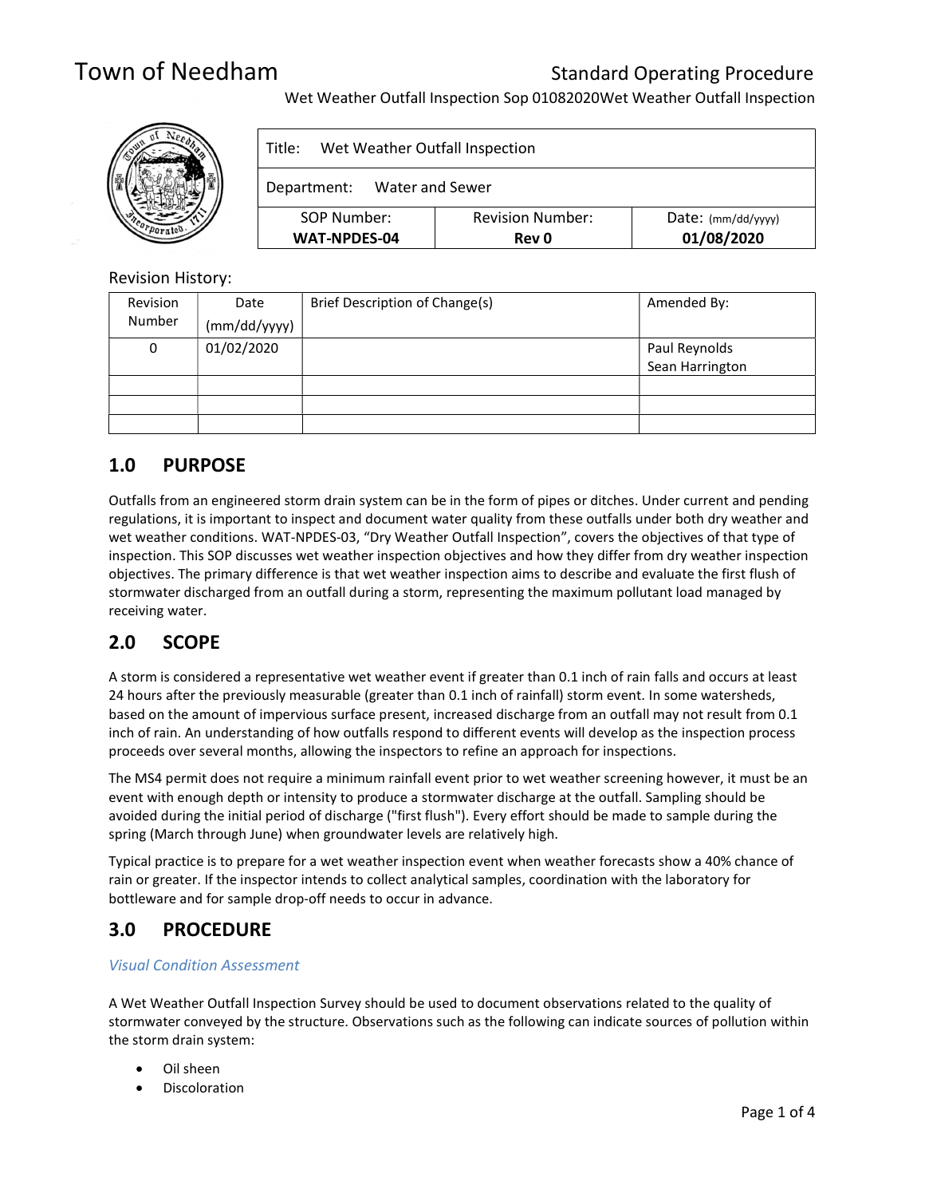# Town of Needham

## Standard Operating Procedure

Wet Weather Outfall Inspection Sop 01082020Wet Weather Outfall Inspection

| Title: Wet Weather Outfall Inspection | | |
|---|---|---|
| Department: Water and Sewer | | |
| SOP Number: **WAT-NPDES-04** | Revision Number: **Rev 0** | Date: (mm/dd/yyyy) **01/08/2020** |

Revision History:

| Revision Number | Date (mm/dd/yyyy) | Brief Description of Change(s) | Amended By: |
|---|---|---|---|
| 0 | 01/02/2020 | | Paul Reynolds<br>Sean Harrington |
| | | | |
| | | | |
| | | | |

## 1.0 PURPOSE

Outfalls from an engineered storm drain system can be in the form of pipes or ditches. Under current and pending regulations, it is important to inspect and document water quality from these outfalls under both dry weather and wet weather conditions. WAT-NPDES-03, "Dry Weather Outfall Inspection", covers the objectives of that type of inspection. This SOP discusses wet weather inspection objectives and how they differ from dry weather inspection objectives. The primary difference is that wet weather inspection aims to describe and evaluate the first flush of stormwater discharged from an outfall during a storm, representing the maximum pollutant load managed by receiving water.

## 2.0 SCOPE

A storm is considered a representative wet weather event if greater than 0.1 inch of rain falls and occurs at least 24 hours after the previously measurable (greater than 0.1 inch of rainfall) storm event. In some watersheds, based on the amount of impervious surface present, increased discharge from an outfall may not result from 0.1 inch of rain. An understanding of how outfalls respond to different events will develop as the inspection process proceeds over several months, allowing the inspectors to refine an approach for inspections.

The MS4 permit does not require a minimum rainfall event prior to wet weather screening however, it must be an event with enough depth or intensity to produce a stormwater discharge at the outfall. Sampling should be avoided during the initial period of discharge ("first flush"). Every effort should be made to sample during the spring (March through June) when groundwater levels are relatively high.

Typical practice is to prepare for a wet weather inspection event when weather forecasts show a 40% chance of rain or greater. If the inspector intends to collect analytical samples, coordination with the laboratory for bottleware and for sample drop-off needs to occur in advance.

## 3.0 PROCEDURE

*Visual Condition Assessment*

A Wet Weather Outfall Inspection Survey should be used to document observations related to the quality of stormwater conveyed by the structure. Observations such as the following can indicate sources of pollution within the storm drain system:

- Oil sheen
- Discoloration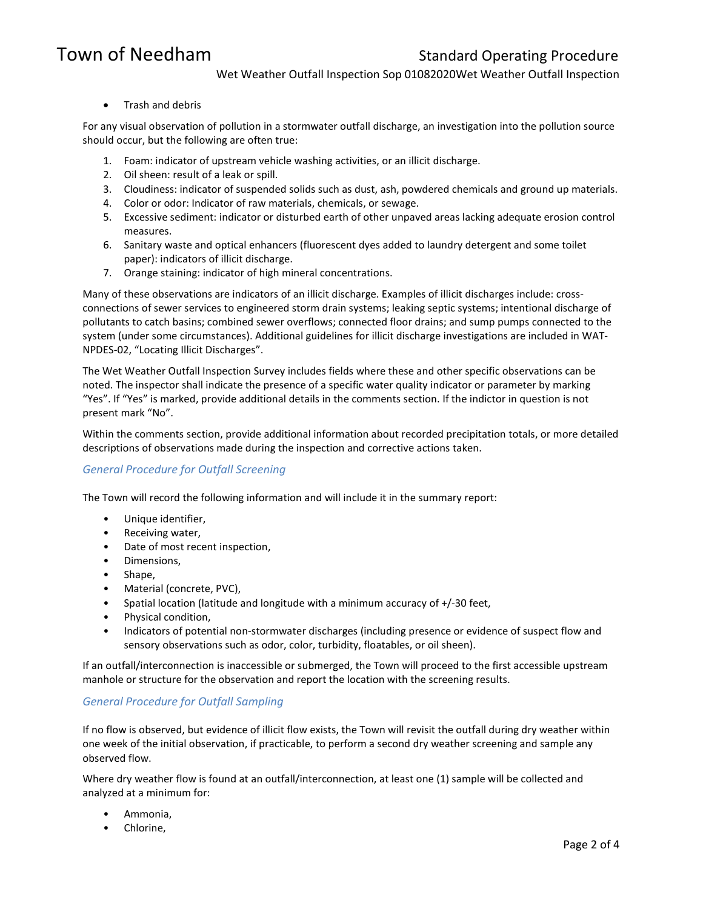- Trash and debris

For any visual observation of pollution in a stormwater outfall discharge, an investigation into the pollution source should occur, but the following are often true:

1. Foam: indicator of upstream vehicle washing activities, or an illicit discharge.
2. Oil sheen: result of a leak or spill.
3. Cloudiness: indicator of suspended solids such as dust, ash, powdered chemicals and ground up materials.
4. Color or odor: Indicator of raw materials, chemicals, or sewage.
5. Excessive sediment: indicator or disturbed earth of other unpaved areas lacking adequate erosion control measures.
6. Sanitary waste and optical enhancers (fluorescent dyes added to laundry detergent and some toilet paper): indicators of illicit discharge.
7. Orange staining: indicator of high mineral concentrations.

Many of these observations are indicators of an illicit discharge. Examples of illicit discharges include: cross-connections of sewer services to engineered storm drain systems; leaking septic systems; intentional discharge of pollutants to catch basins; combined sewer overflows; connected floor drains; and sump pumps connected to the system (under some circumstances). Additional guidelines for illicit discharge investigations are included in WAT-NPDES-02, "Locating Illicit Discharges".

The Wet Weather Outfall Inspection Survey includes fields where these and other specific observations can be noted. The inspector shall indicate the presence of a specific water quality indicator or parameter by marking "Yes". If "Yes" is marked, provide additional details in the comments section. If the indictor in question is not present mark "No".

Within the comments section, provide additional information about recorded precipitation totals, or more detailed descriptions of observations made during the inspection and corrective actions taken.

### *General Procedure for Outfall Screening*

The Town will record the following information and will include it in the summary report:

- Unique identifier,
- Receiving water,
- Date of most recent inspection,
- Dimensions,
- Shape,
- Material (concrete, PVC),
- Spatial location (latitude and longitude with a minimum accuracy of +/-30 feet,
- Physical condition,
- Indicators of potential non-stormwater discharges (including presence or evidence of suspect flow and sensory observations such as odor, color, turbidity, floatables, or oil sheen).

If an outfall/interconnection is inaccessible or submerged, the Town will proceed to the first accessible upstream manhole or structure for the observation and report the location with the screening results.

### *General Procedure for Outfall Sampling*

If no flow is observed, but evidence of illicit flow exists, the Town will revisit the outfall during dry weather within one week of the initial observation, if practicable, to perform a second dry weather screening and sample any observed flow.

Where dry weather flow is found at an outfall/interconnection, at least one (1) sample will be collected and analyzed at a minimum for:

- Ammonia,
- Chlorine,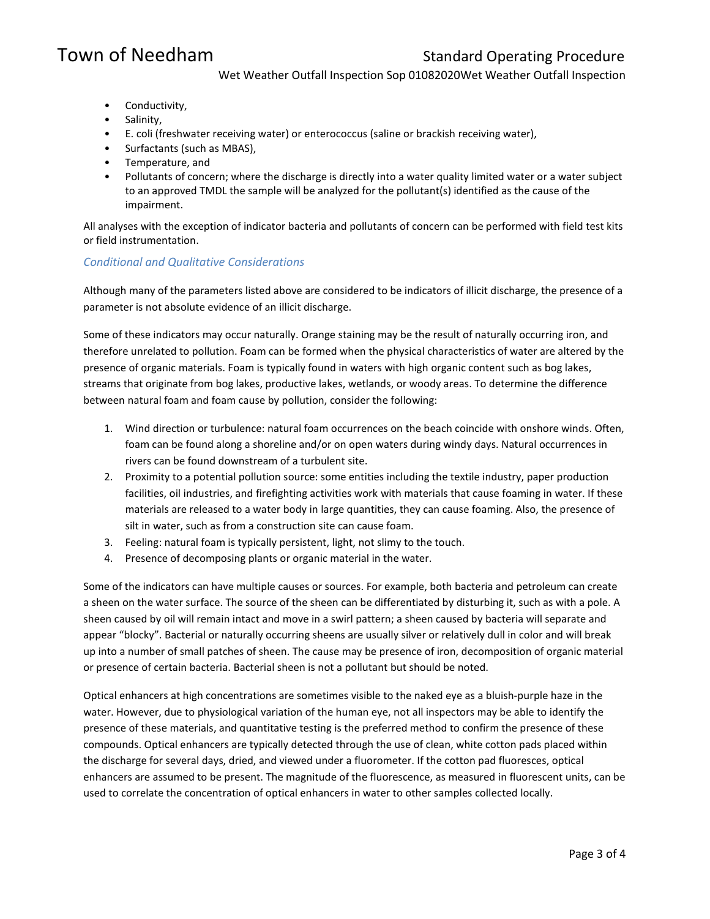- Conductivity,
- Salinity,
- E. coli (freshwater receiving water) or enterococcus (saline or brackish receiving water),
- Surfactants (such as MBAS),
- Temperature, and
- Pollutants of concern; where the discharge is directly into a water quality limited water or a water subject to an approved TMDL the sample will be analyzed for the pollutant(s) identified as the cause of the impairment.

All analyses with the exception of indicator bacteria and pollutants of concern can be performed with field test kits or field instrumentation.

### *Conditional and Qualitative Considerations*

Although many of the parameters listed above are considered to be indicators of illicit discharge, the presence of a parameter is not absolute evidence of an illicit discharge.

Some of these indicators may occur naturally. Orange staining may be the result of naturally occurring iron, and therefore unrelated to pollution. Foam can be formed when the physical characteristics of water are altered by the presence of organic materials. Foam is typically found in waters with high organic content such as bog lakes, streams that originate from bog lakes, productive lakes, wetlands, or woody areas. To determine the difference between natural foam and foam cause by pollution, consider the following:

1. Wind direction or turbulence: natural foam occurrences on the beach coincide with onshore winds. Often, foam can be found along a shoreline and/or on open waters during windy days. Natural occurrences in rivers can be found downstream of a turbulent site.
2. Proximity to a potential pollution source: some entities including the textile industry, paper production facilities, oil industries, and firefighting activities work with materials that cause foaming in water. If these materials are released to a water body in large quantities, they can cause foaming. Also, the presence of silt in water, such as from a construction site can cause foam.
3. Feeling: natural foam is typically persistent, light, not slimy to the touch.
4. Presence of decomposing plants or organic material in the water.

Some of the indicators can have multiple causes or sources. For example, both bacteria and petroleum can create a sheen on the water surface. The source of the sheen can be differentiated by disturbing it, such as with a pole. A sheen caused by oil will remain intact and move in a swirl pattern; a sheen caused by bacteria will separate and appear "blocky". Bacterial or naturally occurring sheens are usually silver or relatively dull in color and will break up into a number of small patches of sheen. The cause may be presence of iron, decomposition of organic material or presence of certain bacteria. Bacterial sheen is not a pollutant but should be noted.

Optical enhancers at high concentrations are sometimes visible to the naked eye as a bluish-purple haze in the water. However, due to physiological variation of the human eye, not all inspectors may be able to identify the presence of these materials, and quantitative testing is the preferred method to confirm the presence of these compounds. Optical enhancers are typically detected through the use of clean, white cotton pads placed within the discharge for several days, dried, and viewed under a fluorometer. If the cotton pad fluoresces, optical enhancers are assumed to be present. The magnitude of the fluorescence, as measured in fluorescent units, can be used to correlate the concentration of optical enhancers in water to other samples collected locally.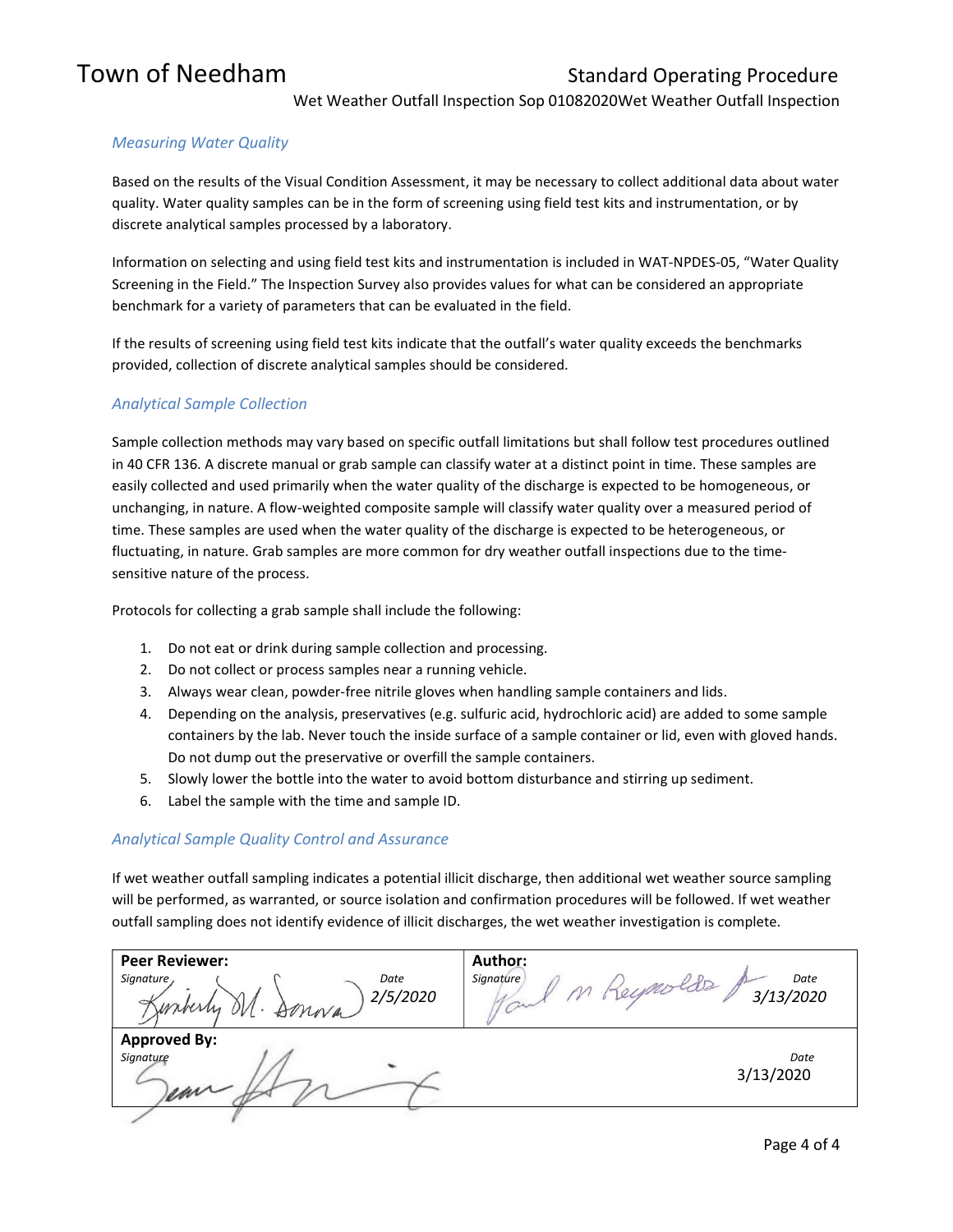### Measuring Water Quality

Based on the results of the Visual Condition Assessment, it may be necessary to collect additional data about water quality. Water quality samples can be in the form of screening using field test kits and instrumentation, or by discrete analytical samples processed by a laboratory.

Information on selecting and using field test kits and instrumentation is included in WAT-NPDES-05, "Water Quality Screening in the Field." The Inspection Survey also provides values for what can be considered an appropriate benchmark for a variety of parameters that can be evaluated in the field.

If the results of screening using field test kits indicate that the outfall's water quality exceeds the benchmarks provided, collection of discrete analytical samples should be considered.

### Analytical Sample Collection

Sample collection methods may vary based on specific outfall limitations but shall follow test procedures outlined in 40 CFR 136. A discrete manual or grab sample can classify water at a distinct point in time. These samples are easily collected and used primarily when the water quality of the discharge is expected to be homogeneous, or unchanging, in nature. A flow-weighted composite sample will classify water quality over a measured period of time. These samples are used when the water quality of the discharge is expected to be heterogeneous, or fluctuating, in nature. Grab samples are more common for dry weather outfall inspections due to the time-sensitive nature of the process.

Protocols for collecting a grab sample shall include the following:

1. Do not eat or drink during sample collection and processing.
2. Do not collect or process samples near a running vehicle.
3. Always wear clean, powder-free nitrile gloves when handling sample containers and lids.
4. Depending on the analysis, preservatives (e.g. sulfuric acid, hydrochloric acid) are added to some sample containers by the lab. Never touch the inside surface of a sample container or lid, even with gloved hands. Do not dump out the preservative or overfill the sample containers.
5. Slowly lower the bottle into the water to avoid bottom disturbance and stirring up sediment.
6. Label the sample with the time and sample ID.

### Analytical Sample Quality Control and Assurance

If wet weather outfall sampling indicates a potential illicit discharge, then additional wet weather source sampling will be performed, as warranted, or source isolation and confirmation procedures will be followed. If wet weather outfall sampling does not identify evidence of illicit discharges, the wet weather investigation is complete.

| | |
|---|---|
| **Peer Reviewer:**<br>*Signature* Kimberly M. Sonova<br>*Date* 2/5/2020 | **Author:**<br>*Signature* Paul M Reynolds<br>*Date* 3/13/2020 |
| **Approved By:**<br>*Signature* Sean<br>*Date* 3/13/2020 | |